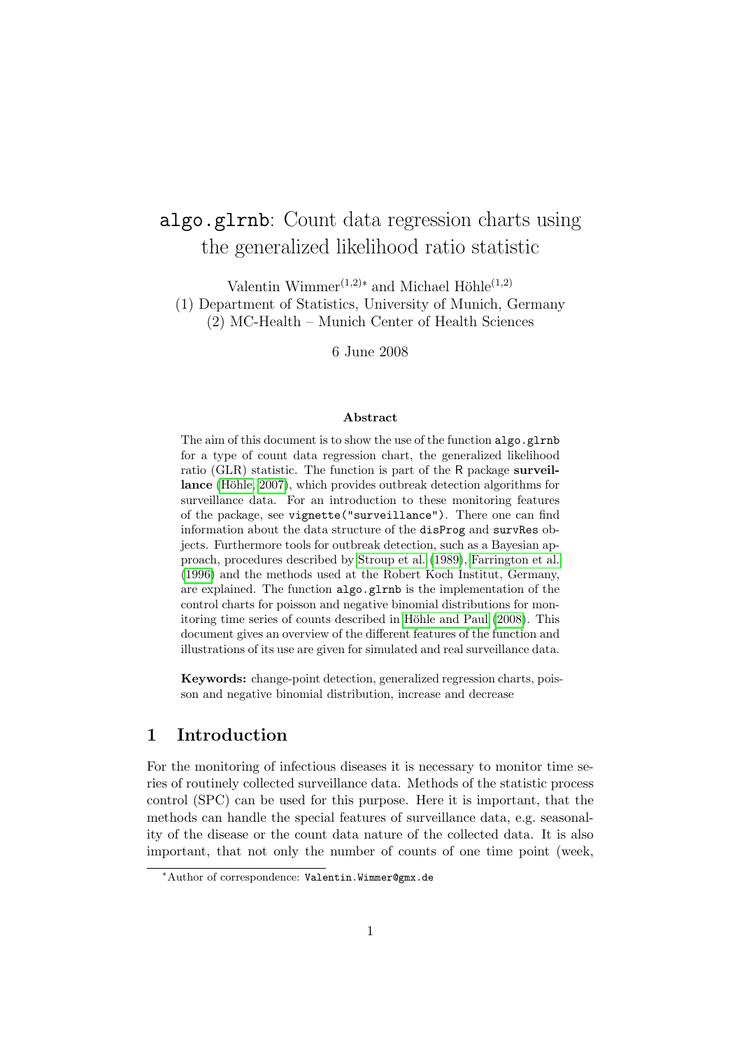# `algo.glrnb`: Count data regression charts using the generalized likelihood ratio statistic

Valentin Wimmer[(1,2)]* and Michael Höhle[(1,2)]

(1) Department of Statistics, University of Munich, Germany

(2) MC-Health – Munich Center of Health Sciences

6 June 2008

**Abstract**

The aim of this document is to show the use of the function `algo.glrnb` for a type of count data regression chart, the generalized likelihood ratio (GLR) statistic. The function is part of the R package **surveillance** (Höhle, 2007), which provides outbreak detection algorithms for surveillance data. For an introduction to these monitoring features of the package, see `vignette("surveillance")`. There one can find information about the data structure of the `disProg` and `survRes` objects. Furthermore tools for outbreak detection, such as a Bayesian approach, procedures described by Stroup et al. (1989), Farrington et al. (1996) and the methods used at the Robert Koch Institut, Germany, are explained. The function `algo.glrnb` is the implementation of the control charts for poisson and negative binomial distributions for monitoring time series of counts described in Höhle and Paul (2008). This document gives an overview of the different features of the function and illustrations of its use are given for simulated and real surveillance data.

**Keywords:** change-point detection, generalized regression charts, poisson and negative binomial distribution, increase and decrease

## 1 Introduction

For the monitoring of infectious diseases it is necessary to monitor time series of routinely collected surveillance data. Methods of the statistic process control (SPC) can be used for this purpose. Here it is important, that the methods can handle the special features of surveillance data, e.g. seasonality of the disease or the count data nature of the collected data. It is also important, that not only the number of counts of one time point (week,

*Author of correspondence: `Valentin.Wimmer@gmx.de`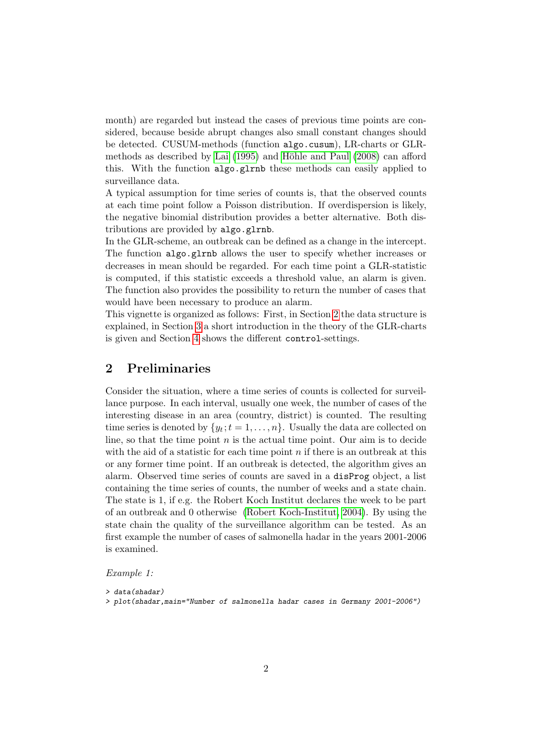month) are regarded but instead the cases of previous time points are considered, because beside abrupt changes also small constant changes should be detected. CUSUM-methods (function `algo.cusum`), LR-charts or GLR-methods as described by Lai (1995) and Höhle and Paul (2008) can afford this. With the function `algo.glrnb` these methods can easily applied to surveillance data.

A typical assumption for time series of counts is, that the observed counts at each time point follow a Poisson distribution. If overdispersion is likely, the negative binomial distribution provides a better alternative. Both distributions are provided by `algo.glrnb`.

In the GLR-scheme, an outbreak can be defined as a change in the intercept. The function `algo.glrnb` allows the user to specify whether increases or decreases in mean should be regarded. For each time point a GLR-statistic is computed, if this statistic exceeds a threshold value, an alarm is given. The function also provides the possibility to return the number of cases that would have been necessary to produce an alarm.

This vignette is organized as follows: First, in Section 2 the data structure is explained, in Section 3 a short introduction in the theory of the GLR-charts is given and Section 4 shows the different `control`-settings.

## 2 Preliminaries

Consider the situation, where a time series of counts is collected for surveillance purpose. In each interval, usually one week, the number of cases of the interesting disease in an area (country, district) is counted. The resulting time series is denoted by $\{y_t; t = 1, \ldots, n\}$. Usually the data are collected on line, so that the time point $n$ is the actual time point. Our aim is to decide with the aid of a statistic for each time point $n$ if there is an outbreak at this or any former time point. If an outbreak is detected, the algorithm gives an alarm. Observed time series of counts are saved in a `disProg` object, a list containing the time series of counts, the number of weeks and a state chain. The state is 1, if e.g. the Robert Koch Institut declares the week to be part of an outbreak and 0 otherwise (Robert Koch-Institut, 2004). By using the state chain the quality of the surveillance algorithm can be tested. As an first example the number of cases of salmonella hadar in the years 2001-2006 is examined.

*Example 1:*

```
> data(shadar)
> plot(shadar,main="Number of salmonella hadar cases in Germany 2001-2006")
```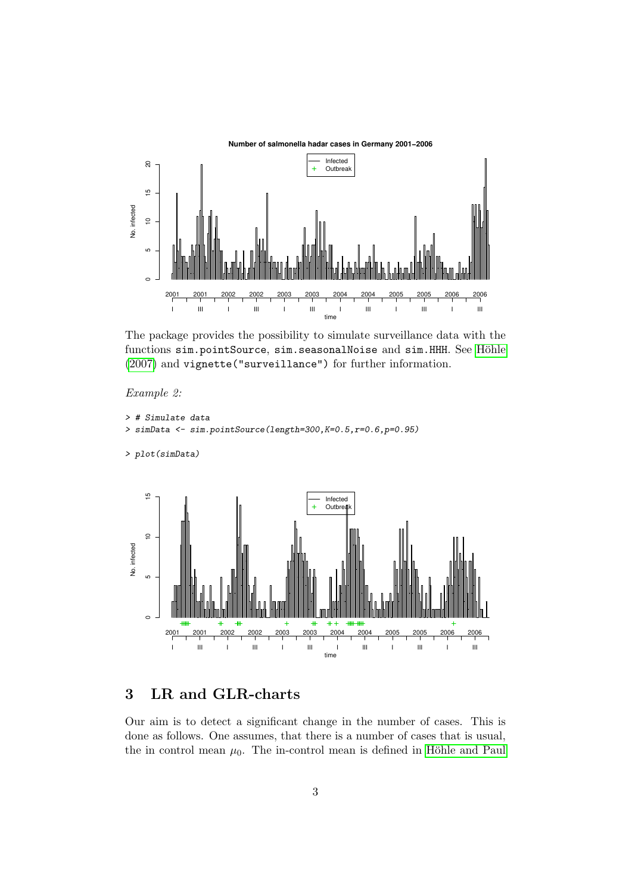The package provides the possibility to simulate surveillance data with the functions `sim.pointSource`, `sim.seasonalNoise` and `sim.HHH`. See Höhle (2007) and `vignette("surveillance")` for further information.

*Example 2:*

```
> # Simulate data
> simData <- sim.pointSource(length=300,K=0.5,r=0.6,p=0.95)
```

```
> plot(simData)
```

## 3 LR and GLR-charts

Our aim is to detect a significant change in the number of cases. This is done as follows. One assumes, that there is a number of cases that is usual, the in control mean $\mu_0$. The in-control mean is defined in Höhle and Paul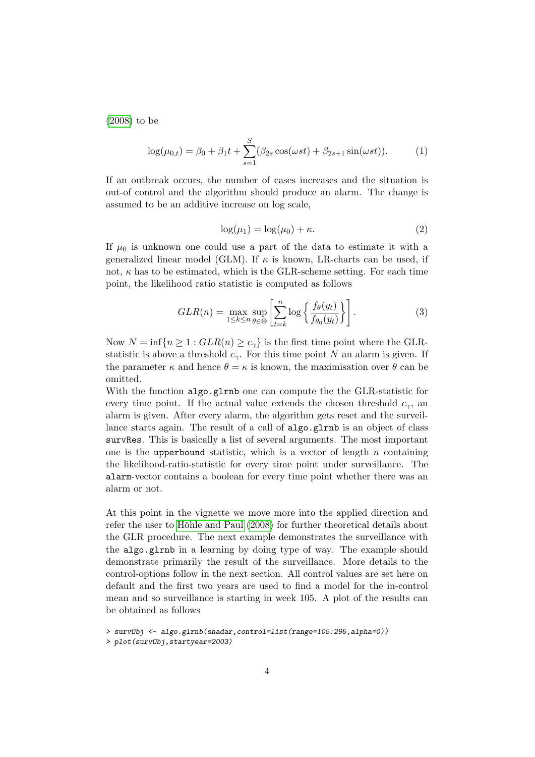(2008) to be

$$\log(\mu_{0,t}) = \beta_0 + \beta_1 t + \sum_{s=1}^{S} (\beta_{2s} \cos(\omega s t) + \beta_{2s+1} \sin(\omega s t)). \tag{1}$$

If an outbreak occurs, the number of cases increases and the situation is out-of control and the algorithm should produce an alarm. The change is assumed to be an additive increase on log scale,

$$\log(\mu_1) = \log(\mu_0) + \kappa. \tag{2}$$

If $\mu_0$ is unknown one could use a part of the data to estimate it with a generalized linear model (GLM). If $\kappa$ is known, LR-charts can be used, if not, $\kappa$ has to be estimated, which is the GLR-scheme setting. For each time point, the likelihood ratio statistic is computed as follows

$$GLR(n) = \max_{1 \leq k \leq n} \sup_{\theta \in \Theta} \left[ \sum_{t=k}^{n} \log \left\{ \frac{f_\theta(y_t)}{f_{\theta_0}(y_t)} \right\} \right]. \tag{3}$$

Now $N = \inf\{n \geq 1 : GLR(n) \geq c_\gamma\}$ is the first time point where the GLR-statistic is above a threshold $c_\gamma$. For this time point $N$ an alarm is given. If the parameter $\kappa$ and hence $\theta = \kappa$ is known, the maximisation over $\theta$ can be omitted.

With the function `algo.glrnb` one can compute the the GLR-statistic for every time point. If the actual value extends the chosen threshold $c_\gamma$, an alarm is given. After every alarm, the algorithm gets reset and the surveillance starts again. The result of a call of `algo.glrnb` is an object of class `survRes`. This is basically a list of several arguments. The most important one is the `upperbound` statistic, which is a vector of length $n$ containing the likelihood-ratio-statistic for every time point under surveillance. The `alarm`-vector contains a boolean for every time point whether there was an alarm or not.

At this point in the vignette we move more into the applied direction and refer the user to Höhle and Paul (2008) for further theoretical details about the GLR procedure. The next example demonstrates the surveillance with the `algo.glrnb` in a learning by doing type of way. The example should demonstrate primarily the result of the surveillance. More details to the control-options follow in the next section. All control values are set here on default and the first two years are used to find a model for the in-control mean and so surveillance is starting in week 105. A plot of the results can be obtained as follows

```
> survObj <- algo.glrnb(shadar,control=list(range=105:295,alpha=0))
> plot(survObj,startyear=2003)
```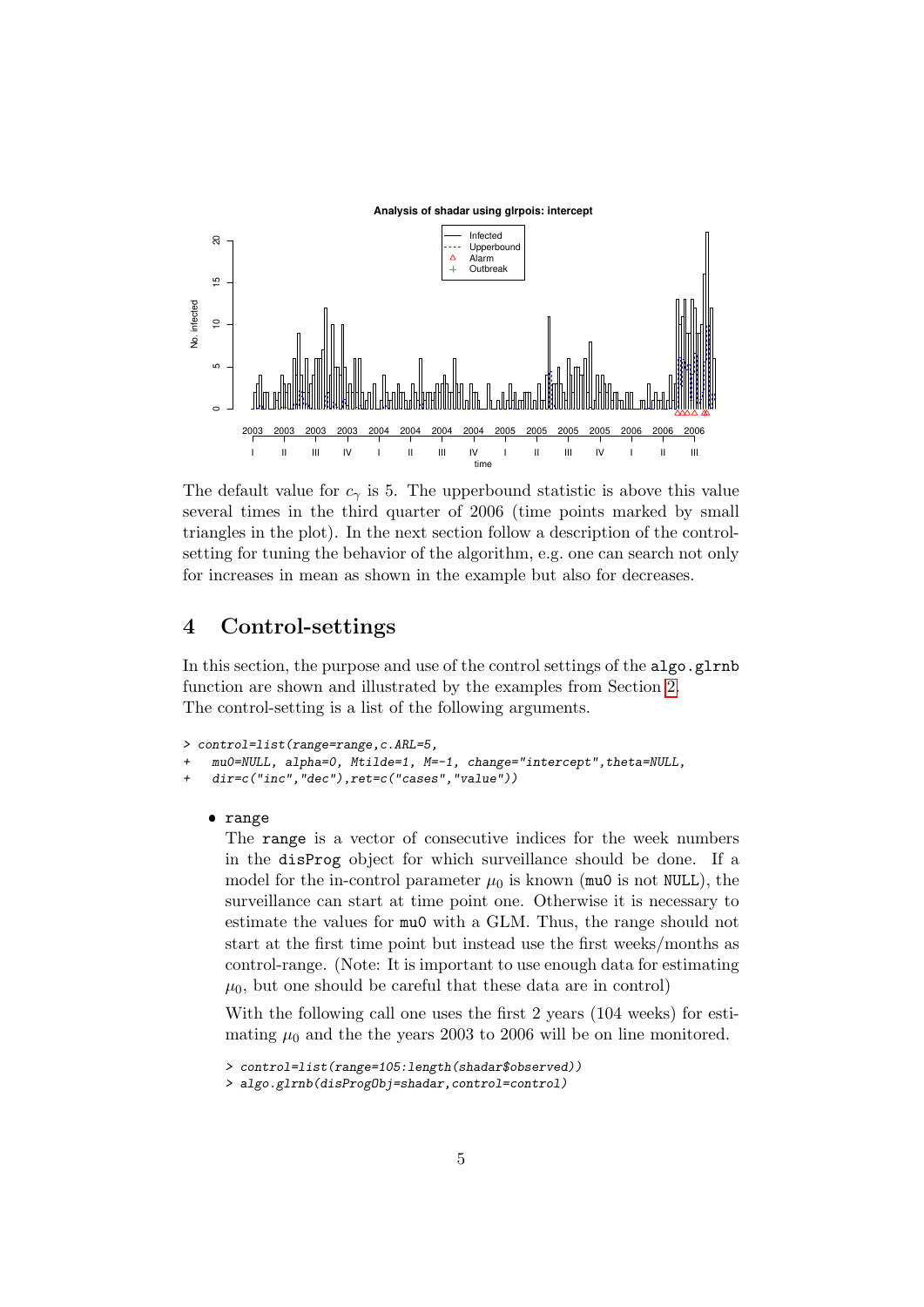The default value for $c_\gamma$ is 5. The upperbound statistic is above this value several times in the third quarter of 2006 (time points marked by small triangles in the plot). In the next section follow a description of the control-setting for tuning the behavior of the algorithm, e.g. one can search not only for increases in mean as shown in the example but also for decreases.

## 4 Control-settings

In this section, the purpose and use of the control settings of the `algo.glrnb` function are shown and illustrated by the examples from Section 2.
The control-setting is a list of the following arguments.

```
> control=list(range=range,c.ARL=5,
+   mu0=NULL, alpha=0, Mtilde=1, M=-1, change="intercept",theta=NULL,
+   dir=c("inc","dec"),ret=c("cases","value"))
```

- `range`

  The `range` is a vector of consecutive indices for the week numbers in the `disProg` object for which surveillance should be done. If a model for the in-control parameter $\mu_0$ is known (`mu0` is not `NULL`), the surveillance can start at time point one. Otherwise it is necessary to estimate the values for `mu0` with a GLM. Thus, the range should not start at the first time point but instead use the first weeks/months as control-range. (Note: It is important to use enough data for estimating $\mu_0$, but one should be careful that these data are in control)

  With the following call one uses the first 2 years (104 weeks) for estimating $\mu_0$ and the the years 2003 to 2006 will be on line monitored.

  ```
  > control=list(range=105:length(shadar$observed))
  > algo.glrnb(disProgObj=shadar,control=control)
  ```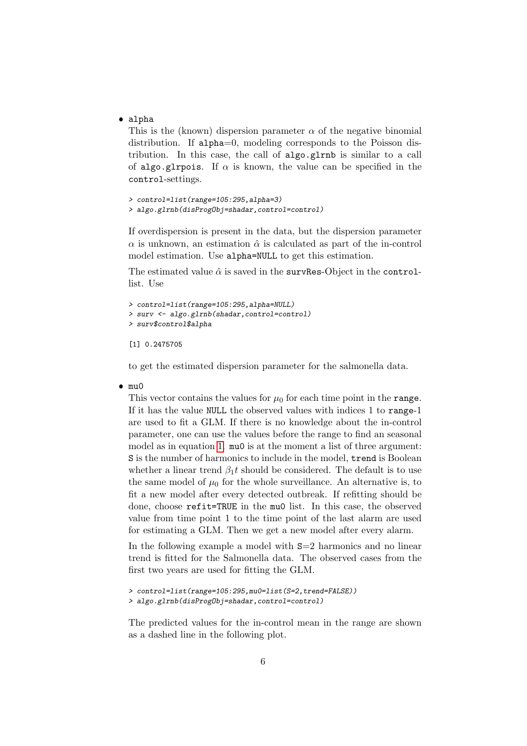- `alpha`

  This is the (known) dispersion parameter $\alpha$ of the negative binomial distribution. If `alpha`=0, modeling corresponds to the Poisson distribution. In this case, the call of `algo.glrnb` is similar to a call of `algo.glrpois`. If $\alpha$ is known, the value can be specified in the `control`-settings.

  ```
  > control=list(range=105:295,alpha=3)
  > algo.glrnb(disProgObj=shadar,control=control)
  ```

  If overdispersion is present in the data, but the dispersion parameter $\alpha$ is unknown, an estimation $\hat{\alpha}$ is calculated as part of the in-control model estimation. Use `alpha=NULL` to get this estimation.

  The estimated value $\hat{\alpha}$ is saved in the `survRes`-Object in the `control`-list. Use

  ```
  > control=list(range=105:295,alpha=NULL)
  > surv <- algo.glrnb(shadar,control=control)
  > surv$control$alpha

  [1] 0.2475705
  ```

  to get the estimated dispersion parameter for the salmonella data.

- `mu0`

  This vector contains the values for $\mu_0$ for each time point in the `range`. If it has the value `NULL` the observed values with indices 1 to `range`-1 are used to fit a GLM. If there is no knowledge about the in-control parameter, one can use the values before the range to find an seasonal model as in equation 1. `mu0` is at the moment a list of three argument: `S` is the number of harmonics to include in the model, `trend` is Boolean whether a linear trend $\beta_1 t$ should be considered. The default is to use the same model of $\mu_0$ for the whole surveillance. An alternative is, to fit a new model after every detected outbreak. If refitting should be done, choose `refit=TRUE` in the `mu0` list. In this case, the observed value from time point 1 to the time point of the last alarm are used for estimating a GLM. Then we get a new model after every alarm.

  In the following example a model with `S`=2 harmonics and no linear trend is fitted for the Salmonella data. The observed cases from the first two years are used for fitting the GLM.

  ```
  > control=list(range=105:295,mu0=list(S=2,trend=FALSE))
  > algo.glrnb(disProgObj=shadar,control=control)
  ```

  The predicted values for the in-control mean in the range are shown as a dashed line in the following plot.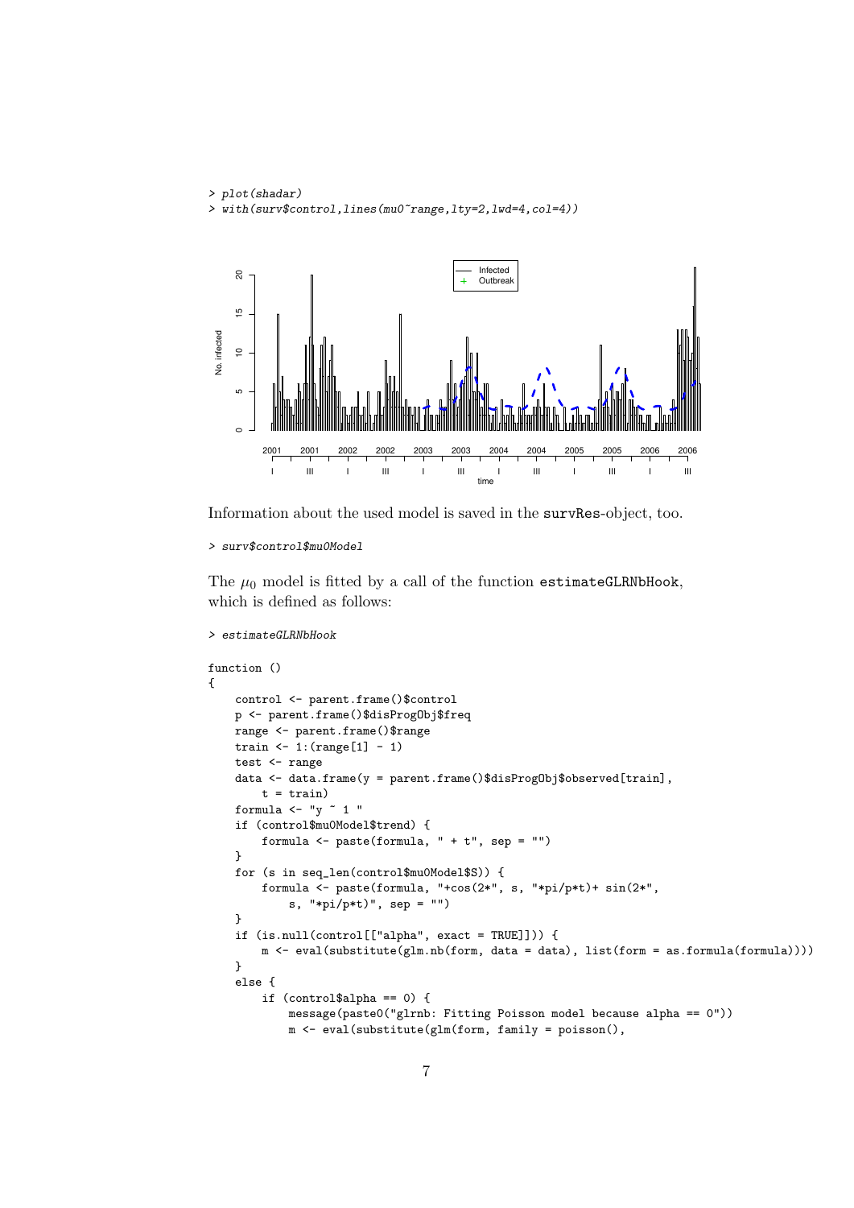```
> plot(shadar)
> with(surv$control,lines(mu0~range,lty=2,lwd=4,col=4))
```

Information about the used model is saved in the survRes-object, too.

```
> surv$control$mu0Model
```

The $\mu_0$ model is fitted by a call of the function estimateGLRNbHook, which is defined as follows:

```
> estimateGLRNbHook

function ()
{
    control <- parent.frame()$control
    p <- parent.frame()$disProgObj$freq
    range <- parent.frame()$range
    train <- 1:(range[1] - 1)
    test <- range
    data <- data.frame(y = parent.frame()$disProgObj$observed[train],
        t = train)
    formula <- "y ~ 1 "
    if (control$mu0Model$trend) {
        formula <- paste(formula, " + t", sep = "")
    }
    for (s in seq_len(control$mu0Model$S)) {
        formula <- paste(formula, "+cos(2*", s, "*pi/p*t)+ sin(2*",
            s, "*pi/p*t)", sep = "")
    }
    if (is.null(control[["alpha", exact = TRUE]])) {
        m <- eval(substitute(glm.nb(form, data = data), list(form = as.formula(formula))))
    }
    else {
        if (control$alpha == 0) {
            message(paste0("glrnb: Fitting Poisson model because alpha == 0"))
            m <- eval(substitute(glm(form, family = poisson(),
```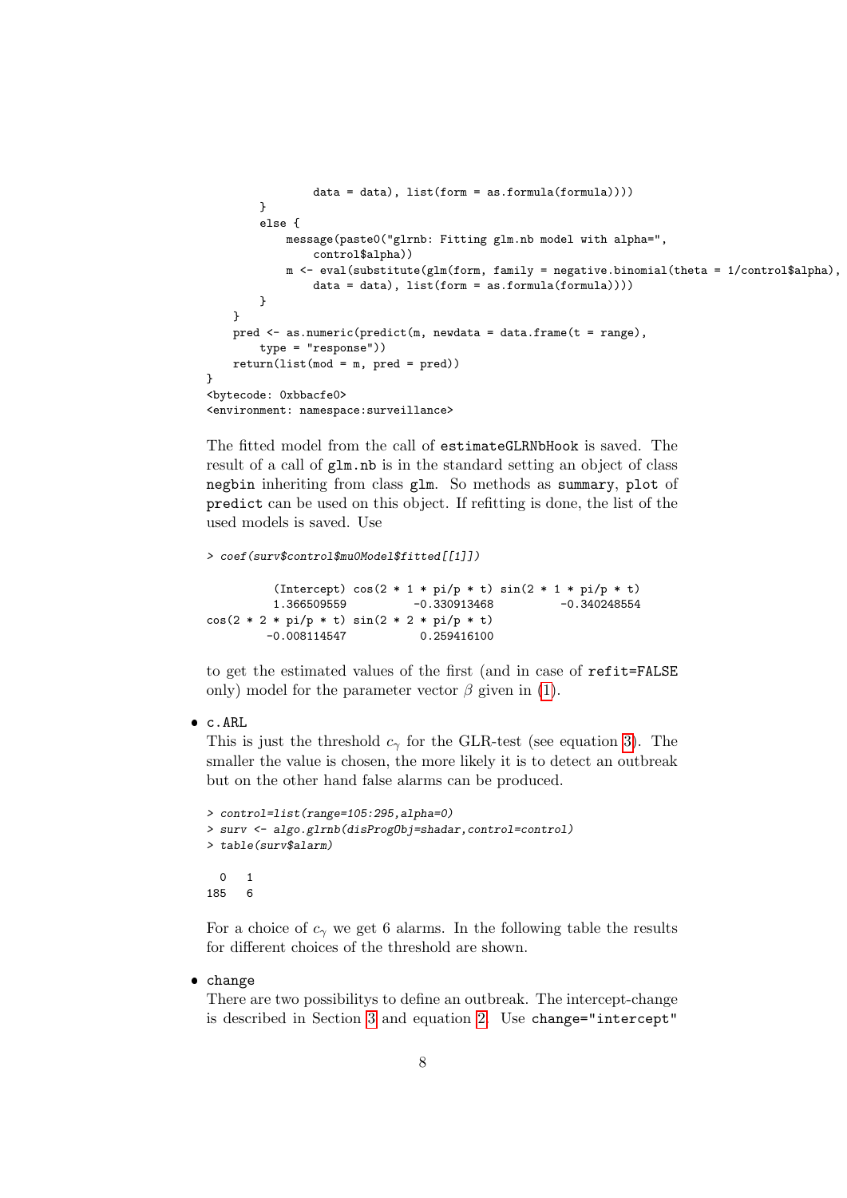```
                data = data), list(form = as.formula(formula))))
        }
        else {
            message(paste0("glrnb: Fitting glm.nb model with alpha=",
                control$alpha))
            m <- eval(substitute(glm(form, family = negative.binomial(theta = 1/control$alpha),
                data = data), list(form = as.formula(formula))))
        }
    }
    pred <- as.numeric(predict(m, newdata = data.frame(t = range),
        type = "response"))
    return(list(mod = m, pred = pred))
}
<bytecode: 0xbbacfe0>
<environment: namespace:surveillance>
```

The fitted model from the call of `estimateGLRNbHook` is saved. The result of a call of `glm.nb` is in the standard setting an object of class `negbin` inheriting from class `glm`. So methods as `summary`, `plot` of `predict` can be used on this object. If refitting is done, the list of the used models is saved. Use

```
> coef(surv$control$mu0Model$fitted[[1]])

         (Intercept) cos(2 * 1 * pi/p * t) sin(2 * 1 * pi/p * t)
         1.366509559          -0.330913468          -0.340248554
cos(2 * 2 * pi/p * t) sin(2 * 2 * pi/p * t)
        -0.008114547           0.259416100
```

to get the estimated values of the first (and in case of `refit=FALSE` only) model for the parameter vector $\beta$ given in (1).

- `c.ARL`
  This is just the threshold $c_\gamma$ for the GLR-test (see equation 3). The smaller the value is chosen, the more likely it is to detect an outbreak but on the other hand false alarms can be produced.

```
> control=list(range=105:295,alpha=0)
> surv <- algo.glrnb(disProgObj=shadar,control=control)
> table(surv$alarm)

  0   1
185   6
```

  For a choice of $c_\gamma$ we get 6 alarms. In the following table the results for different choices of the threshold are shown.

- `change`
  There are two possibilitys to define an outbreak. The intercept-change is described in Section 3 and equation 2. Use `change="intercept"`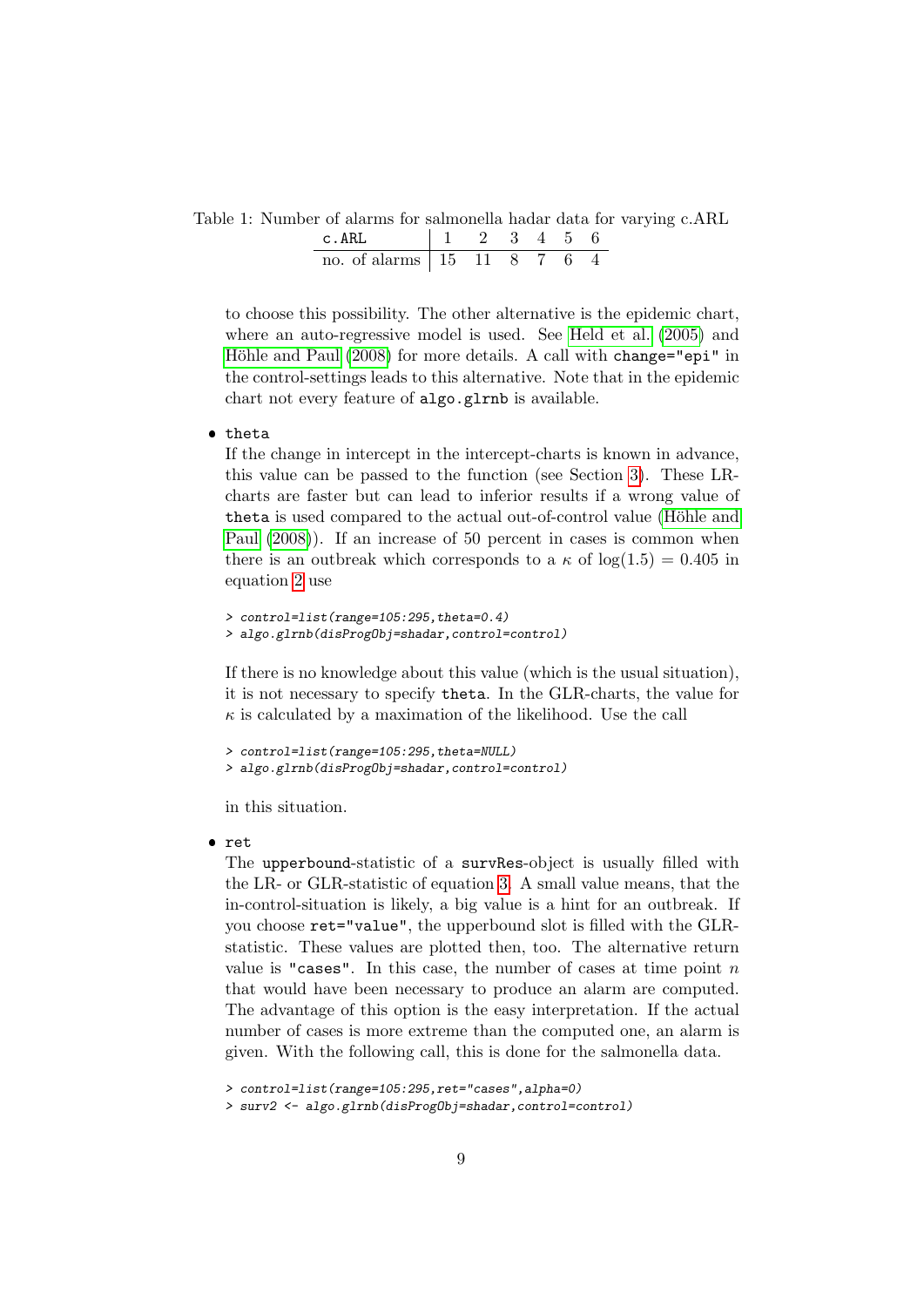Table 1: Number of alarms for salmonella hadar data for varying c.ARL

| `c.ARL` | 1 | 2 | 3 | 4 | 5 | 6 |
|---|---|---|---|---|---|---|
| no. of alarms | 15 | 11 | 8 | 7 | 6 | 4 |

to choose this possibility. The other alternative is the epidemic chart, where an auto-regressive model is used. See Held et al. (2005) and Höhle and Paul (2008) for more details. A call with `change="epi"` in the control-settings leads to this alternative. Note that in the epidemic chart not every feature of `algo.glrnb` is available.

- `theta`

  If the change in intercept in the intercept-charts is known in advance, this value can be passed to the function (see Section 3). These LR-charts are faster but can lead to inferior results if a wrong value of `theta` is used compared to the actual out-of-control value (Höhle and Paul (2008)). If an increase of 50 percent in cases is common when there is an outbreak which corresponds to a $\kappa$ of $\log(1.5) = 0.405$ in equation 2 use

  ```
  > control=list(range=105:295,theta=0.4)
  > algo.glrnb(disProgObj=shadar,control=control)
  ```

  If there is no knowledge about this value (which is the usual situation), it is not necessary to specify `theta`. In the GLR-charts, the value for $\kappa$ is calculated by a maximation of the likelihood. Use the call

  ```
  > control=list(range=105:295,theta=NULL)
  > algo.glrnb(disProgObj=shadar,control=control)
  ```

  in this situation.

- `ret`

  The `upperbound`-statistic of a `survRes`-object is usually filled with the LR- or GLR-statistic of equation 3. A small value means, that the in-control-situation is likely, a big value is a hint for an outbreak. If you choose `ret="value"`, the upperbound slot is filled with the GLR-statistic. These values are plotted then, too. The alternative return value is `"cases"`. In this case, the number of cases at time point $n$ that would have been necessary to produce an alarm are computed. The advantage of this option is the easy interpretation. If the actual number of cases is more extreme than the computed one, an alarm is given. With the following call, this is done for the salmonella data.

  ```
  > control=list(range=105:295,ret="cases",alpha=0)
  > surv2 <- algo.glrnb(disProgObj=shadar,control=control)
  ```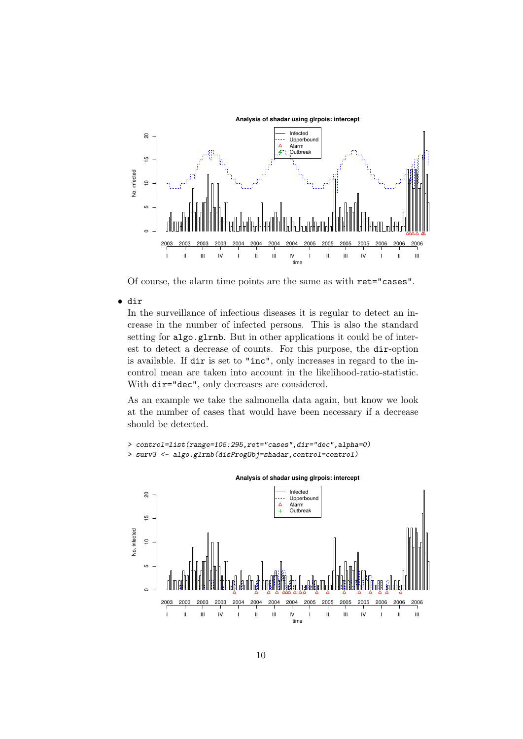Of course, the alarm time points are the same as with `ret="cases"`.

- `dir`

  In the surveillance of infectious diseases it is regular to detect an increase in the number of infected persons. This is also the standard setting for `algo.glrnb`. But in other applications it could be of interest to detect a decrease of counts. For this purpose, the `dir`-option is available. If `dir` is set to `"inc"`, only increases in regard to the in-control mean are taken into account in the likelihood-ratio-statistic. With `dir="dec"`, only decreases are considered.

  As an example we take the salmonella data again, but know we look at the number of cases that would have been necessary if a decrease should be detected.

```
> control=list(range=105:295,ret="cases",dir="dec",alpha=0)
> surv3 <- algo.glrnb(disProgObj=shadar,control=control)
```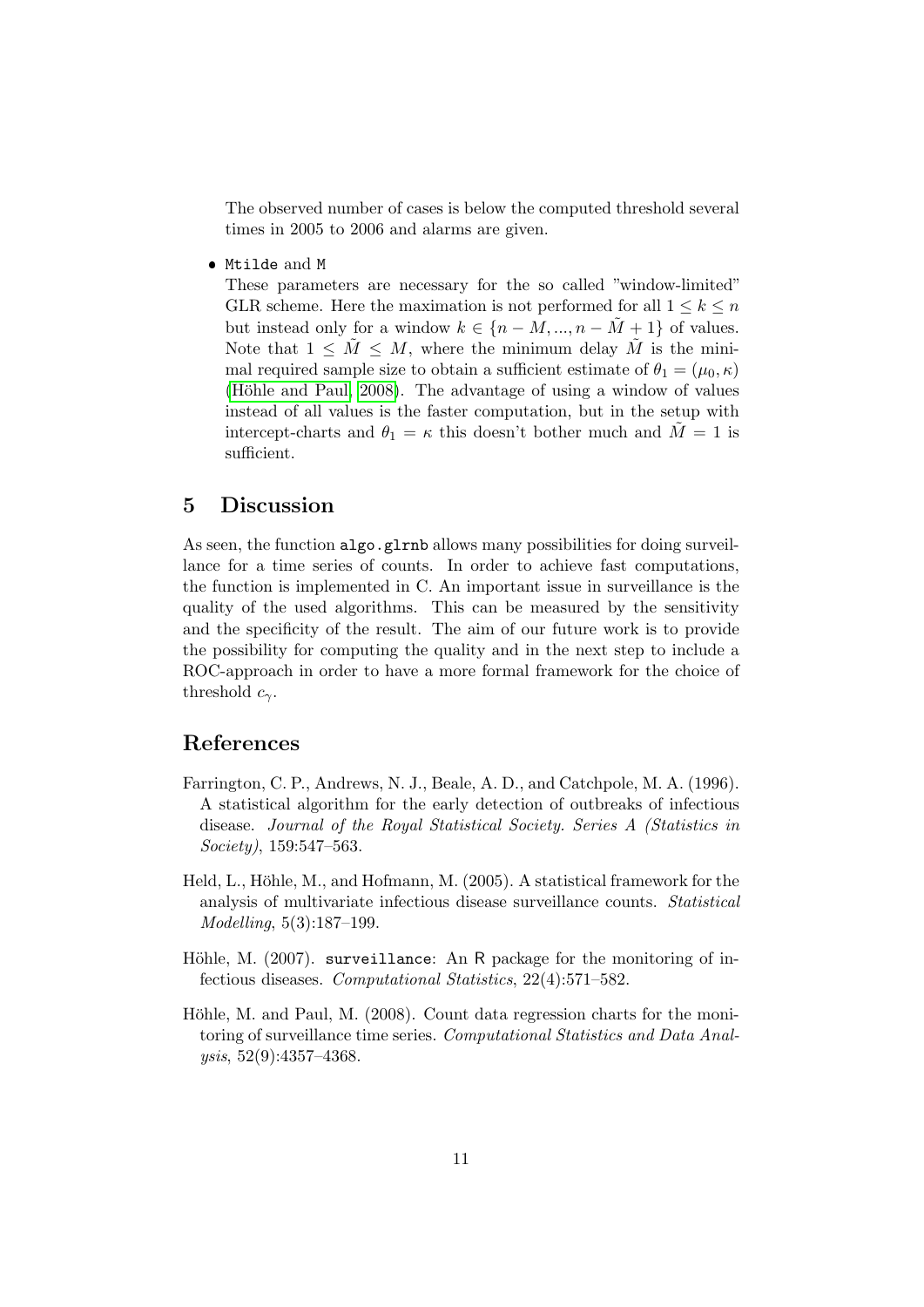The observed number of cases is below the computed threshold several times in 2005 to 2006 and alarms are given.

- `Mtilde` and `M`

  These parameters are necessary for the so called "window-limited" GLR scheme. Here the maximation is not performed for all $1 \leq k \leq n$ but instead only for a window $k \in \{n - M, ..., n - \tilde{M} + 1\}$ of values. Note that $1 \leq \tilde{M} \leq M$, where the minimum delay $\tilde{M}$ is the minimal required sample size to obtain a sufficient estimate of $\theta_1 = (\mu_0, \kappa)$ (Höhle and Paul, 2008). The advantage of using a window of values instead of all values is the faster computation, but in the setup with intercept-charts and $\theta_1 = \kappa$ this doesn't bother much and $\tilde{M} = 1$ is sufficient.

## 5 Discussion

As seen, the function `algo.glrnb` allows many possibilities for doing surveillance for a time series of counts. In order to achieve fast computations, the function is implemented in C. An important issue in surveillance is the quality of the used algorithms. This can be measured by the sensitivity and the specificity of the result. The aim of our future work is to provide the possibility for computing the quality and in the next step to include a ROC-approach in order to have a more formal framework for the choice of threshold $c_\gamma$.

## References

Farrington, C. P., Andrews, N. J., Beale, A. D., and Catchpole, M. A. (1996). A statistical algorithm for the early detection of outbreaks of infectious disease. *Journal of the Royal Statistical Society. Series A (Statistics in Society)*, 159:547–563.

Held, L., Höhle, M., and Hofmann, M. (2005). A statistical framework for the analysis of multivariate infectious disease surveillance counts. *Statistical Modelling*, 5(3):187–199.

Höhle, M. (2007). `surveillance`: An R package for the monitoring of infectious diseases. *Computational Statistics*, 22(4):571–582.

Höhle, M. and Paul, M. (2008). Count data regression charts for the monitoring of surveillance time series. *Computational Statistics and Data Analysis*, 52(9):4357–4368.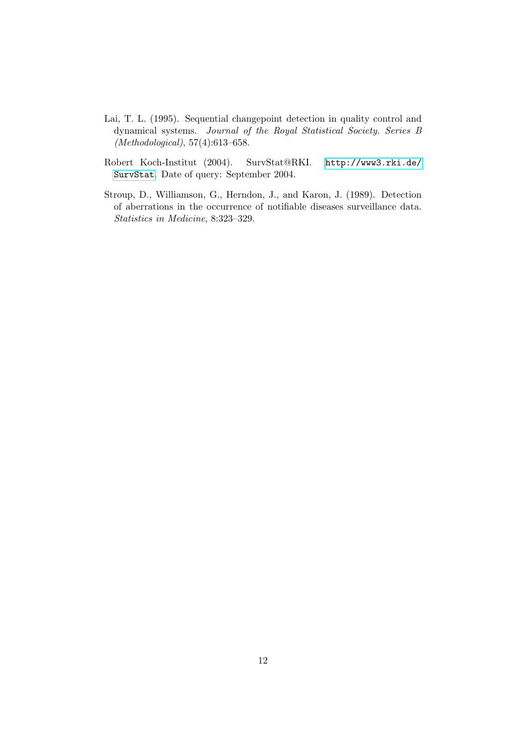Lai, T. L. (1995). Sequential changepoint detection in quality control and dynamical systems. *Journal of the Royal Statistical Society. Series B (Methodological)*, 57(4):613–658.

Robert Koch-Institut (2004). SurvStat@RKI. http://www3.rki.de/SurvStat. Date of query: September 2004.

Stroup, D., Williamson, G., Herndon, J., and Karon, J. (1989). Detection of aberrations in the occurrence of notifiable diseases surveillance data. *Statistics in Medicine*, 8:323–329.